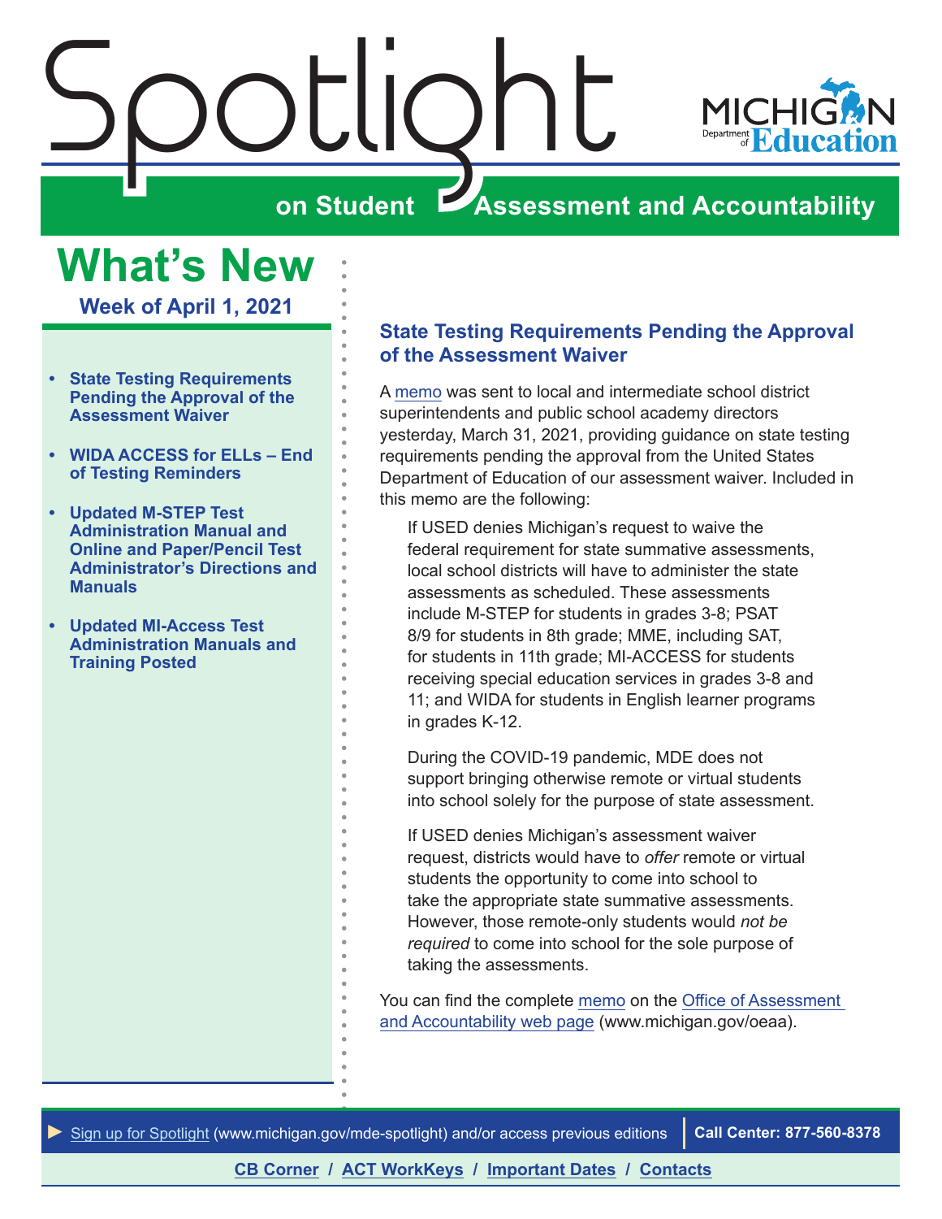# Spotlight on Student Assessment and Accountability

MICHIGAN Department of Education

## What's New

**Week of April 1, 2021**

- **State Testing Requirements Pending the Approval of the Assessment Waiver**
- **WIDA ACCESS for ELLs – End of Testing Reminders**
- **Updated M-STEP Test Administration Manual and Online and Paper/Pencil Test Administrator's Directions and Manuals**
- **Updated MI-Access Test Administration Manuals and Training Posted**

### State Testing Requirements Pending the Approval of the Assessment Waiver

A memo was sent to local and intermediate school district superintendents and public school academy directors yesterday, March 31, 2021, providing guidance on state testing requirements pending the approval from the United States Department of Education of our assessment waiver. Included in this memo are the following:

> If USED denies Michigan's request to waive the federal requirement for state summative assessments, local school districts will have to administer the state assessments as scheduled. These assessments include M-STEP for students in grades 3-8; PSAT 8/9 for students in 8th grade; MME, including SAT, for students in 11th grade; MI-ACCESS for students receiving special education services in grades 3-8 and 11; and WIDA for students in English learner programs in grades K-12.
>
> During the COVID-19 pandemic, MDE does not support bringing otherwise remote or virtual students into school solely for the purpose of state assessment.
>
> If USED denies Michigan's assessment waiver request, districts would have to *offer* remote or virtual students the opportunity to come into school to take the appropriate state summative assessments. However, those remote-only students would *not be required* to come into school for the sole purpose of taking the assessments.

You can find the complete memo on the Office of Assessment and Accountability web page (www.michigan.gov/oeaa).

► Sign up for Spotlight (www.michigan.gov/mde-spotlight) and/or access previous editions | **Call Center: 877-560-8378**

**CB Corner / ACT WorkKeys / Important Dates / Contacts**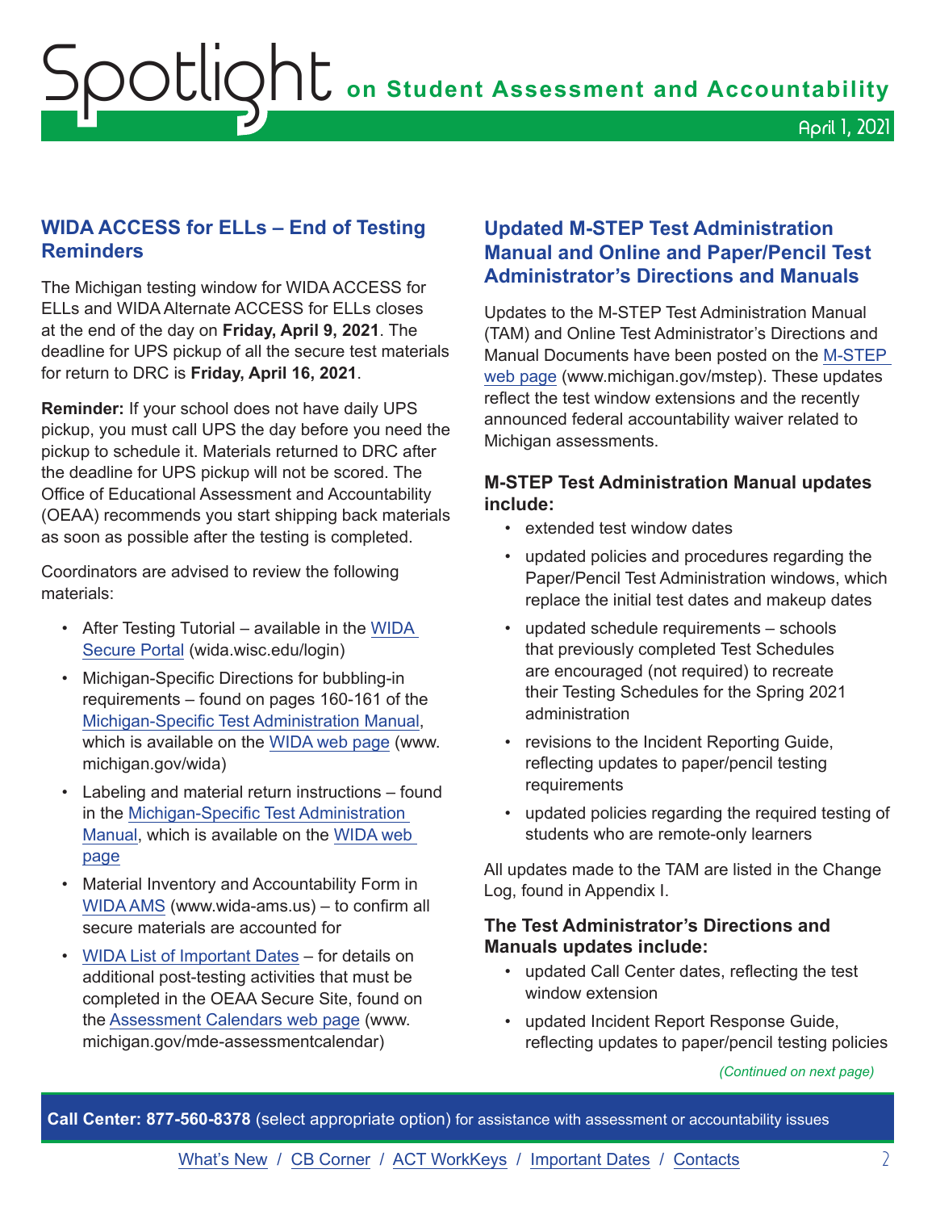## WIDA ACCESS for ELLs – End of Testing Reminders

The Michigan testing window for WIDA ACCESS for ELLs and WIDA Alternate ACCESS for ELLs closes at the end of the day on **Friday, April 9, 2021**. The deadline for UPS pickup of all the secure test materials for return to DRC is **Friday, April 16, 2021**.

**Reminder:** If your school does not have daily UPS pickup, you must call UPS the day before you need the pickup to schedule it. Materials returned to DRC after the deadline for UPS pickup will not be scored. The Office of Educational Assessment and Accountability (OEAA) recommends you start shipping back materials as soon as possible after the testing is completed.

Coordinators are advised to review the following materials:

- After Testing Tutorial – available in the WIDA Secure Portal (wida.wisc.edu/login)
- Michigan-Specific Directions for bubbling-in requirements – found on pages 160-161 of the Michigan-Specific Test Administration Manual, which is available on the WIDA web page (www.michigan.gov/wida)
- Labeling and material return instructions – found in the Michigan-Specific Test Administration Manual, which is available on the WIDA web page
- Material Inventory and Accountability Form in WIDA AMS (www.wida-ams.us) – to confirm all secure materials are accounted for
- WIDA List of Important Dates – for details on additional post-testing activities that must be completed in the OEAA Secure Site, found on the Assessment Calendars web page (www.michigan.gov/mde-assessmentcalendar)

## Updated M-STEP Test Administration Manual and Online and Paper/Pencil Test Administrator's Directions and Manuals

Updates to the M-STEP Test Administration Manual (TAM) and Online Test Administrator's Directions and Manual Documents have been posted on the M-STEP web page (www.michigan.gov/mstep). These updates reflect the test window extensions and the recently announced federal accountability waiver related to Michigan assessments.

### M-STEP Test Administration Manual updates include:

- extended test window dates
- updated policies and procedures regarding the Paper/Pencil Test Administration windows, which replace the initial test dates and makeup dates
- updated schedule requirements – schools that previously completed Test Schedules are encouraged (not required) to recreate their Testing Schedules for the Spring 2021 administration
- revisions to the Incident Reporting Guide, reflecting updates to paper/pencil testing requirements
- updated policies regarding the required testing of students who are remote-only learners

All updates made to the TAM are listed in the Change Log, found in Appendix I.

### The Test Administrator's Directions and Manuals updates include:

- updated Call Center dates, reflecting the test window extension
- updated Incident Report Response Guide, reflecting updates to paper/pencil testing policies

*(Continued on next page)*

**Call Center: 877-560-8378** (select appropriate option) for assistance with assessment or accountability issues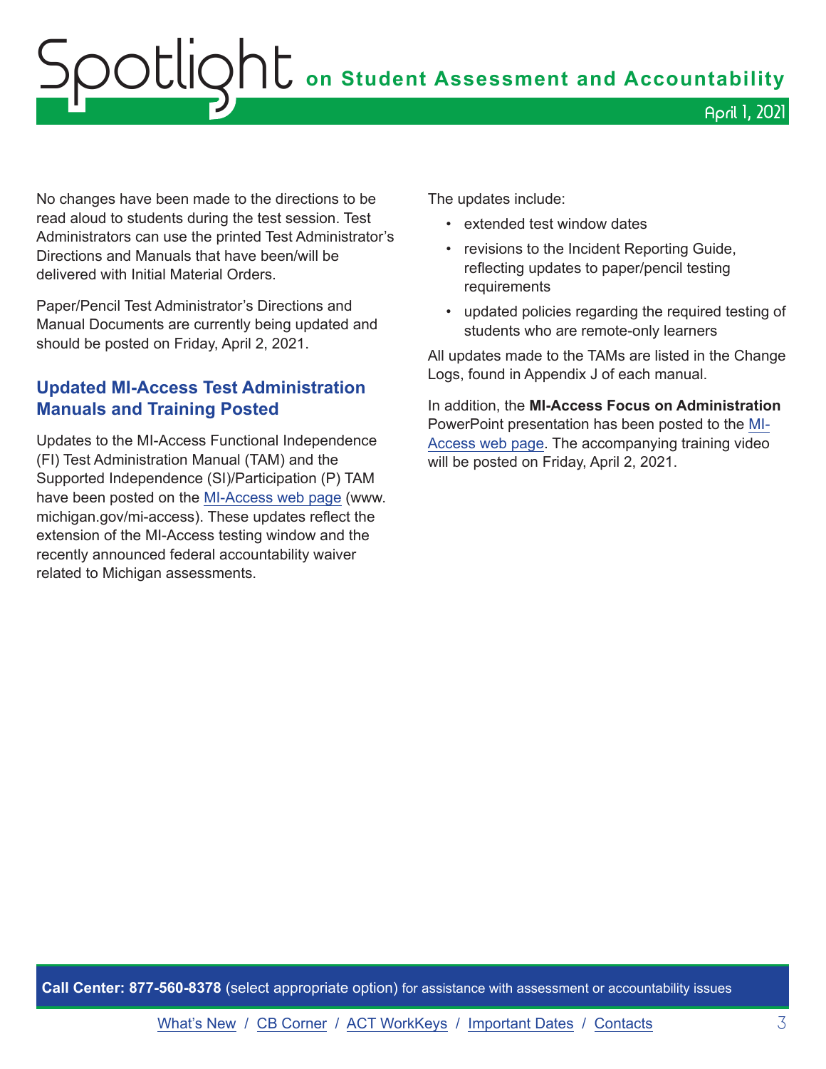No changes have been made to the directions to be read aloud to students during the test session. Test Administrators can use the printed Test Administrator's Directions and Manuals that have been/will be delivered with Initial Material Orders.

Paper/Pencil Test Administrator's Directions and Manual Documents are currently being updated and should be posted on Friday, April 2, 2021.

## Updated MI-Access Test Administration Manuals and Training Posted

Updates to the MI-Access Functional Independence (FI) Test Administration Manual (TAM) and the Supported Independence (SI)/Participation (P) TAM have been posted on the MI-Access web page (www.michigan.gov/mi-access). These updates reflect the extension of the MI-Access testing window and the recently announced federal accountability waiver related to Michigan assessments.

The updates include:

- extended test window dates
- revisions to the Incident Reporting Guide, reflecting updates to paper/pencil testing requirements
- updated policies regarding the required testing of students who are remote-only learners

All updates made to the TAMs are listed in the Change Logs, found in Appendix J of each manual.

In addition, the **MI-Access Focus on Administration** PowerPoint presentation has been posted to the MI-Access web page. The accompanying training video will be posted on Friday, April 2, 2021.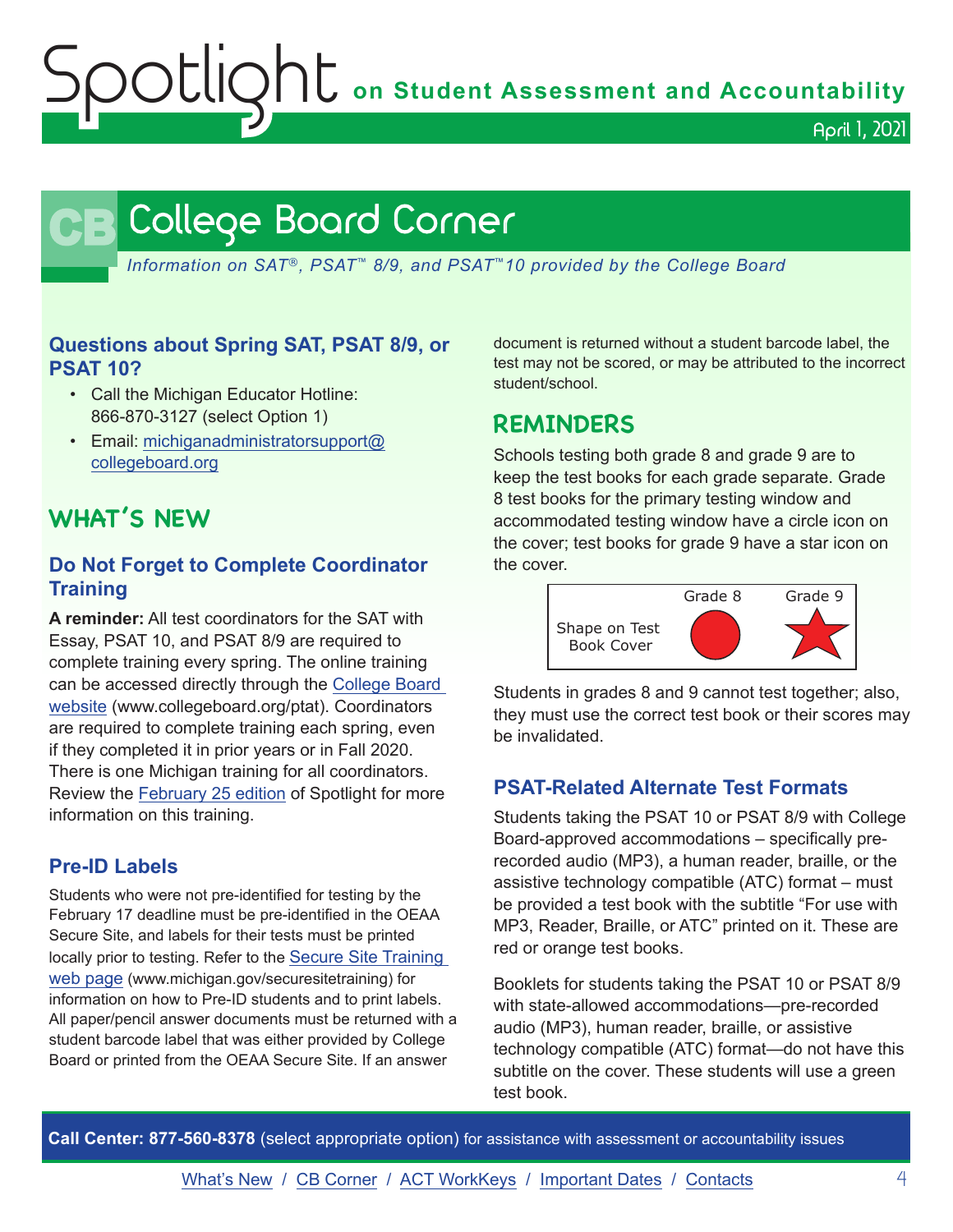# College Board Corner

*Information on SAT®, PSAT™ 8/9, and PSAT™10 provided by the College Board*

### Questions about Spring SAT, PSAT 8/9, or PSAT 10?

- Call the Michigan Educator Hotline: 866-870-3127 (select Option 1)
- Email: michiganadministratorsupport@collegeboard.org

## WHAT'S NEW

### Do Not Forget to Complete Coordinator Training

**A reminder:** All test coordinators for the SAT with Essay, PSAT 10, and PSAT 8/9 are required to complete training every spring. The online training can be accessed directly through the College Board website (www.collegeboard.org/ptat). Coordinators are required to complete training each spring, even if they completed it in prior years or in Fall 2020. There is one Michigan training for all coordinators. Review the February 25 edition of Spotlight for more information on this training.

### Pre-ID Labels

Students who were not pre-identified for testing by the February 17 deadline must be pre-identified in the OEAA Secure Site, and labels for their tests must be printed locally prior to testing. Refer to the Secure Site Training web page (www.michigan.gov/securesitetraining) for information on how to Pre-ID students and to print labels. All paper/pencil answer documents must be returned with a student barcode label that was either provided by College Board or printed from the OEAA Secure Site. If an answer document is returned without a student barcode label, the test may not be scored, or may be attributed to the incorrect student/school.

## REMINDERS

Schools testing both grade 8 and grade 9 are to keep the test books for each grade separate. Grade 8 test books for the primary testing window and accommodated testing window have a circle icon on the cover; test books for grade 9 have a star icon on the cover.

| | Grade 8 | Grade 9 |
|---|---|---|
| Shape on Test Book Cover | Circle | Star |

Students in grades 8 and 9 cannot test together; also, they must use the correct test book or their scores may be invalidated.

### PSAT-Related Alternate Test Formats

Students taking the PSAT 10 or PSAT 8/9 with College Board-approved accommodations – specifically pre-recorded audio (MP3), a human reader, braille, or the assistive technology compatible (ATC) format – must be provided a test book with the subtitle "For use with MP3, Reader, Braille, or ATC" printed on it. These are red or orange test books.

Booklets for students taking the PSAT 10 or PSAT 8/9 with state-allowed accommodations—pre-recorded audio (MP3), human reader, braille, or assistive technology compatible (ATC) format—do not have this subtitle on the cover. These students will use a green test book.

**Call Center: 877-560-8378** (select appropriate option) for assistance with assessment or accountability issues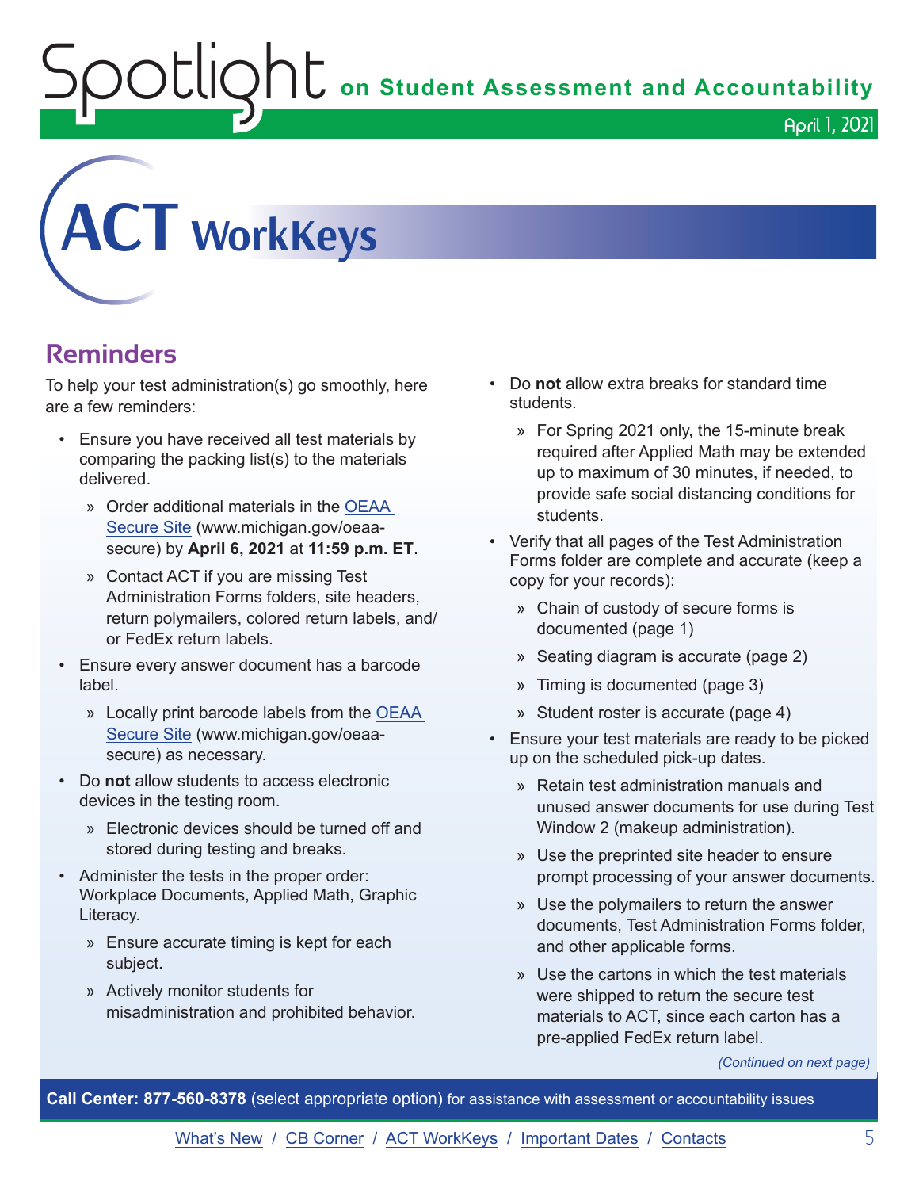# ACT WorkKeys

## Reminders

To help your test administration(s) go smoothly, here are a few reminders:

- Ensure you have received all test materials by comparing the packing list(s) to the materials delivered.
  - Order additional materials in the OEAA Secure Site (www.michigan.gov/oeaa-secure) by **April 6, 2021** at **11:59 p.m. ET**.
  - Contact ACT if you are missing Test Administration Forms folders, site headers, return polymailers, colored return labels, and/or FedEx return labels.
- Ensure every answer document has a barcode label.
  - Locally print barcode labels from the OEAA Secure Site (www.michigan.gov/oeaa-secure) as necessary.
- Do **not** allow students to access electronic devices in the testing room.
  - Electronic devices should be turned off and stored during testing and breaks.
- Administer the tests in the proper order: Workplace Documents, Applied Math, Graphic Literacy.
  - Ensure accurate timing is kept for each subject.
  - Actively monitor students for misadministration and prohibited behavior.
- Do **not** allow extra breaks for standard time students.
  - For Spring 2021 only, the 15-minute break required after Applied Math may be extended up to maximum of 30 minutes, if needed, to provide safe social distancing conditions for students.
- Verify that all pages of the Test Administration Forms folder are complete and accurate (keep a copy for your records):
  - Chain of custody of secure forms is documented (page 1)
  - Seating diagram is accurate (page 2)
  - Timing is documented (page 3)
  - Student roster is accurate (page 4)
- Ensure your test materials are ready to be picked up on the scheduled pick-up dates.
  - Retain test administration manuals and unused answer documents for use during Test Window 2 (makeup administration).
  - Use the preprinted site header to ensure prompt processing of your answer documents.
  - Use the polymailers to return the answer documents, Test Administration Forms folder, and other applicable forms.
  - Use the cartons in which the test materials were shipped to return the secure test materials to ACT, since each carton has a pre-applied FedEx return label.

*(Continued on next page)*

**Call Center: 877-560-8378** (select appropriate option) for assistance with assessment or accountability issues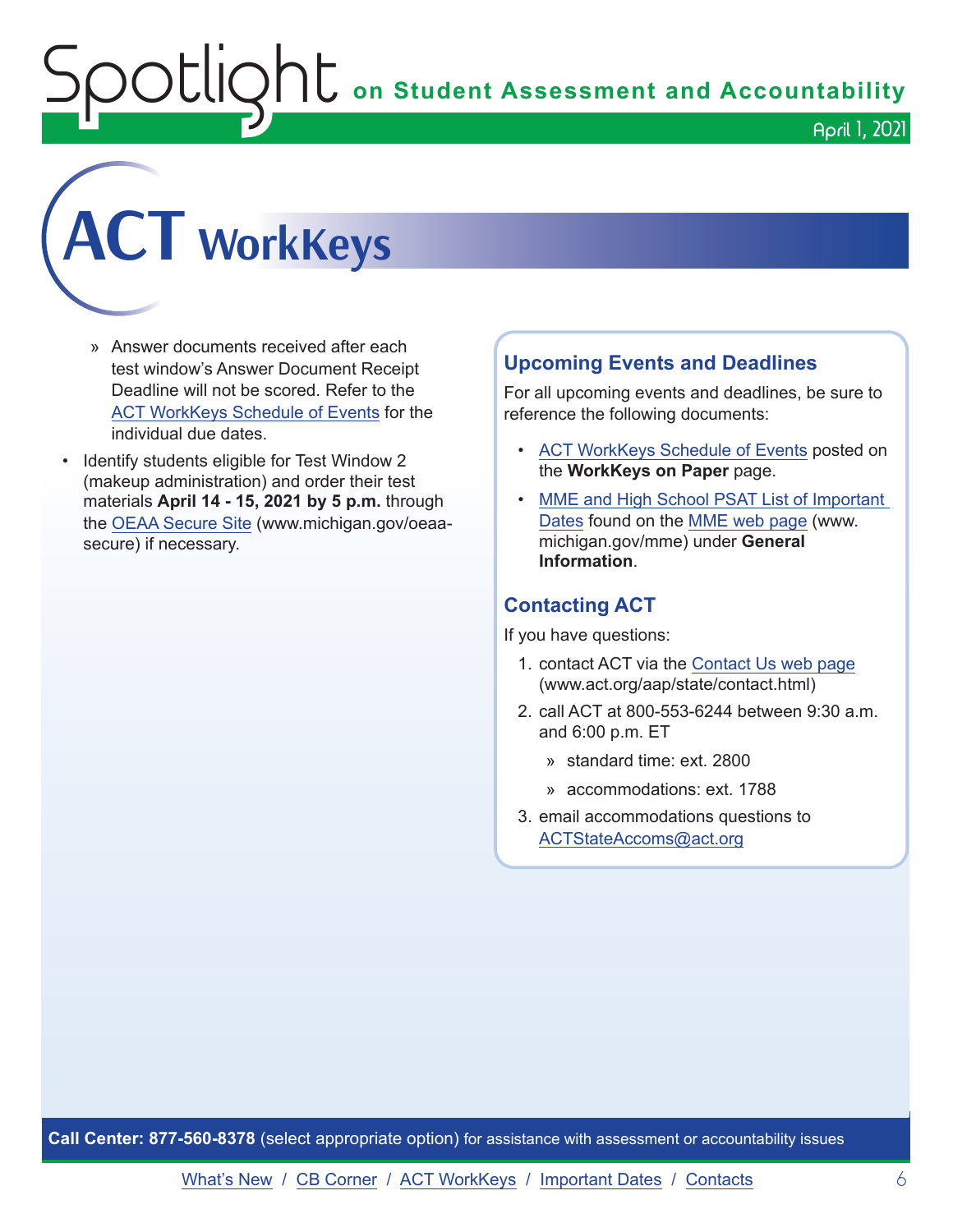# ACT WorkKeys

- » Answer documents received after each test window's Answer Document Receipt Deadline will not be scored. Refer to the ACT WorkKeys Schedule of Events for the individual due dates.
- Identify students eligible for Test Window 2 (makeup administration) and order their test materials **April 14 - 15, 2021 by 5 p.m.** through the OEAA Secure Site (www.michigan.gov/oeaa-secure) if necessary.

## Upcoming Events and Deadlines

For all upcoming events and deadlines, be sure to reference the following documents:

- ACT WorkKeys Schedule of Events posted on the **WorkKeys on Paper** page.
- MME and High School PSAT List of Important Dates found on the MME web page (www.michigan.gov/mme) under **General Information**.

## Contacting ACT

If you have questions:

1. contact ACT via the Contact Us web page (www.act.org/aap/state/contact.html)
2. call ACT at 800-553-6244 between 9:30 a.m. and 6:00 p.m. ET
   - » standard time: ext. 2800
   - » accommodations: ext. 1788
3. email accommodations questions to ACTStateAccoms@act.org

**Call Center: 877-560-8378** (select appropriate option) for assistance with assessment or accountability issues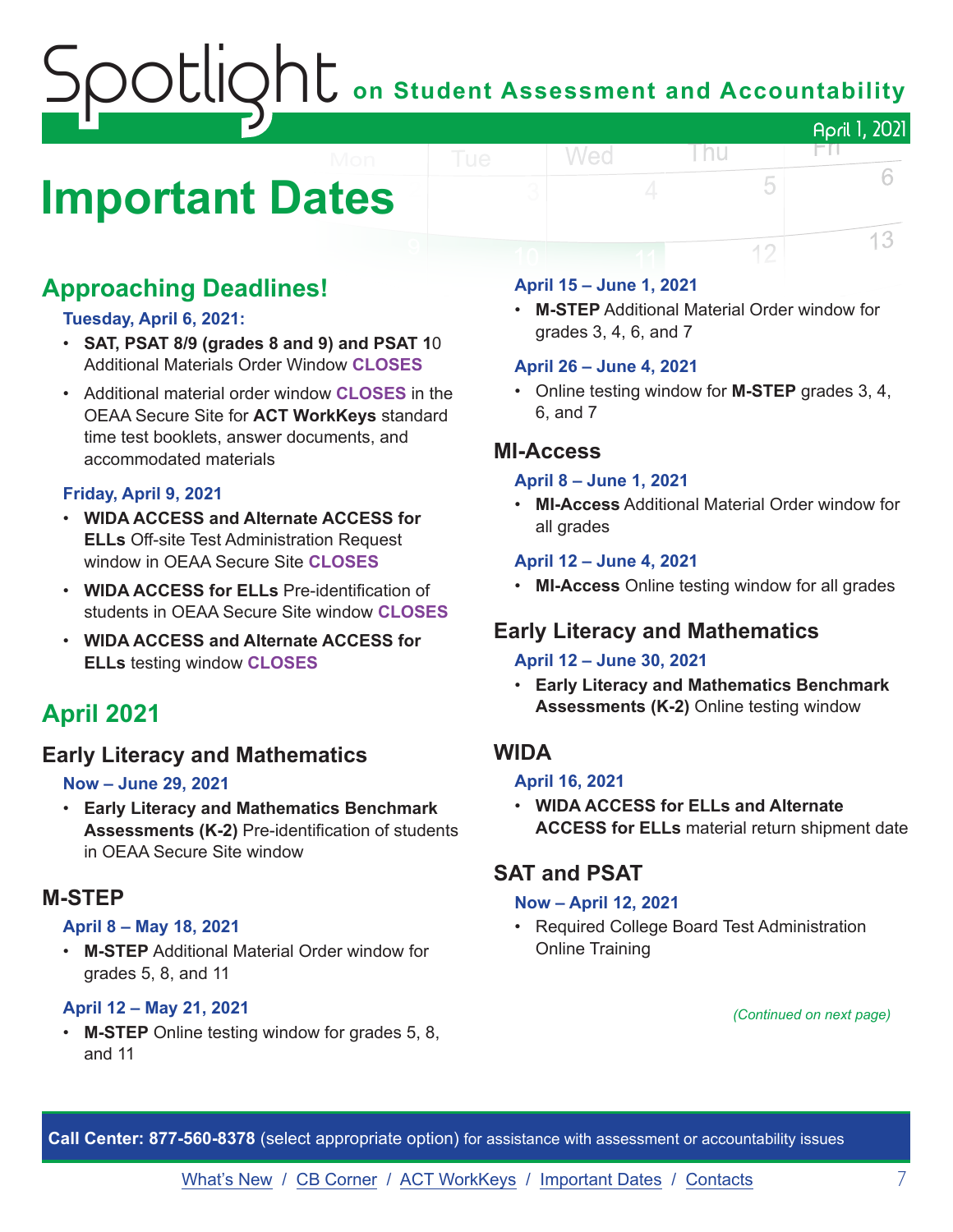# Important Dates

## Approaching Deadlines!

**Tuesday, April 6, 2021:**

- **SAT, PSAT 8/9 (grades 8 and 9) and PSAT 10** Additional Materials Order Window **CLOSES**
- Additional material order window **CLOSES** in the OEAA Secure Site for **ACT WorkKeys** standard time test booklets, answer documents, and accommodated materials

**Friday, April 9, 2021**

- **WIDA ACCESS and Alternate ACCESS for ELLs** Off-site Test Administration Request window in OEAA Secure Site **CLOSES**
- **WIDA ACCESS for ELLs** Pre-identification of students in OEAA Secure Site window **CLOSES**
- **WIDA ACCESS and Alternate ACCESS for ELLs** testing window **CLOSES**

## April 2021

### Early Literacy and Mathematics

**Now – June 29, 2021**

- **Early Literacy and Mathematics Benchmark Assessments (K-2)** Pre-identification of students in OEAA Secure Site window

### M-STEP

**April 8 – May 18, 2021**

- **M-STEP** Additional Material Order window for grades 5, 8, and 11

**April 12 – May 21, 2021**

- **M-STEP** Online testing window for grades 5, 8, and 11

**April 15 – June 1, 2021**

- **M-STEP** Additional Material Order window for grades 3, 4, 6, and 7

**April 26 – June 4, 2021**

- Online testing window for **M-STEP** grades 3, 4, 6, and 7

### MI-Access

**April 8 – June 1, 2021**

- **MI-Access** Additional Material Order window for all grades

**April 12 – June 4, 2021**

- **MI-Access** Online testing window for all grades

### Early Literacy and Mathematics

**April 12 – June 30, 2021**

- **Early Literacy and Mathematics Benchmark Assessments (K-2)** Online testing window

### WIDA

**April 16, 2021**

- **WIDA ACCESS for ELLs and Alternate ACCESS for ELLs** material return shipment date

### SAT and PSAT

**Now – April 12, 2021**

- Required College Board Test Administration Online Training

*(Continued on next page)*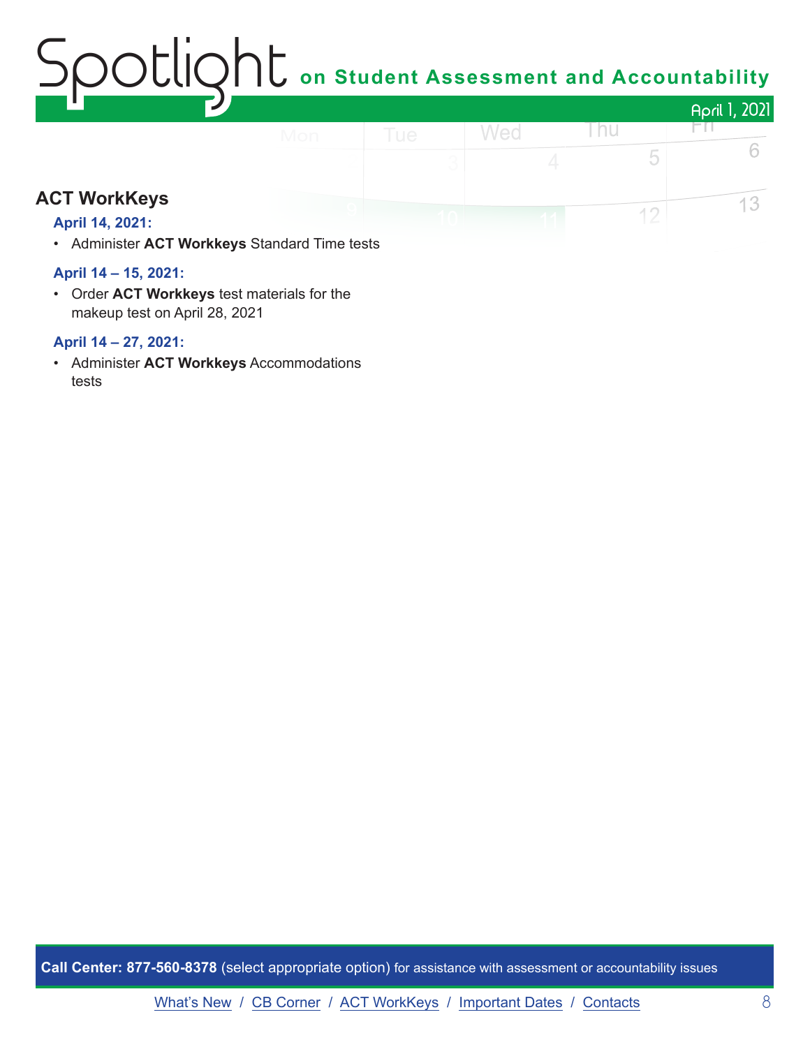## ACT WorkKeys

**April 14, 2021:**

- Administer **ACT Workkeys** Standard Time tests

**April 14 – 15, 2021:**

- Order **ACT Workkeys** test materials for the makeup test on April 28, 2021

**April 14 – 27, 2021:**

- Administer **ACT Workkeys** Accommodations tests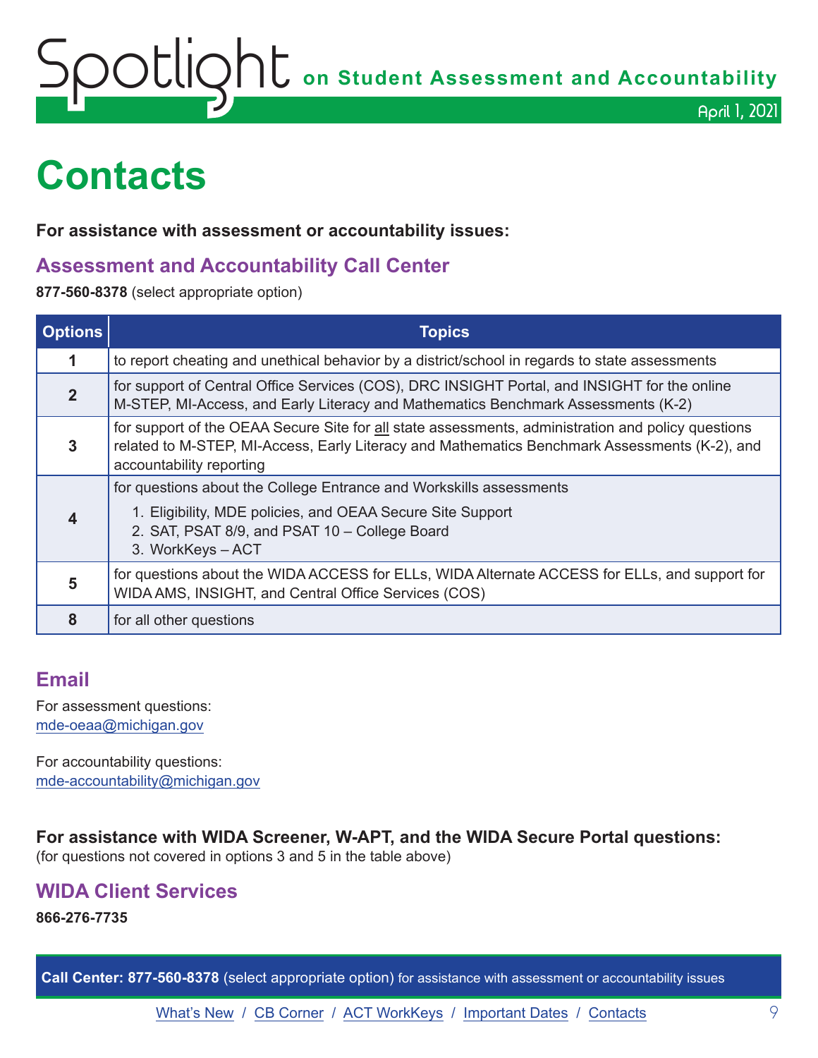# Contacts

**For assistance with assessment or accountability issues:**

## Assessment and Accountability Call Center

**877-560-8378** (select appropriate option)

| Options | Topics |
|---|---|
| **1** | to report cheating and unethical behavior by a district/school in regards to state assessments |
| **2** | for support of Central Office Services (COS), DRC INSIGHT Portal, and INSIGHT for the online M-STEP, MI-Access, and Early Literacy and Mathematics Benchmark Assessments (K-2) |
| **3** | for support of the OEAA Secure Site for all state assessments, administration and policy questions related to M-STEP, MI-Access, Early Literacy and Mathematics Benchmark Assessments (K-2), and accountability reporting |
| **4** | for questions about the College Entrance and Workskills assessments<br>1. Eligibility, MDE policies, and OEAA Secure Site Support<br>2. SAT, PSAT 8/9, and PSAT 10 – College Board<br>3. WorkKeys – ACT |
| **5** | for questions about the WIDA ACCESS for ELLs, WIDA Alternate ACCESS for ELLs, and support for WIDA AMS, INSIGHT, and Central Office Services (COS) |
| **8** | for all other questions |

## Email

For assessment questions:
mde-oeaa@michigan.gov

For accountability questions:
mde-accountability@michigan.gov

**For assistance with WIDA Screener, W-APT, and the WIDA Secure Portal questions:**
(for questions not covered in options 3 and 5 in the table above)

## WIDA Client Services

**866-276-7735**

**Call Center: 877-560-8378** (select appropriate option) for assistance with assessment or accountability issues